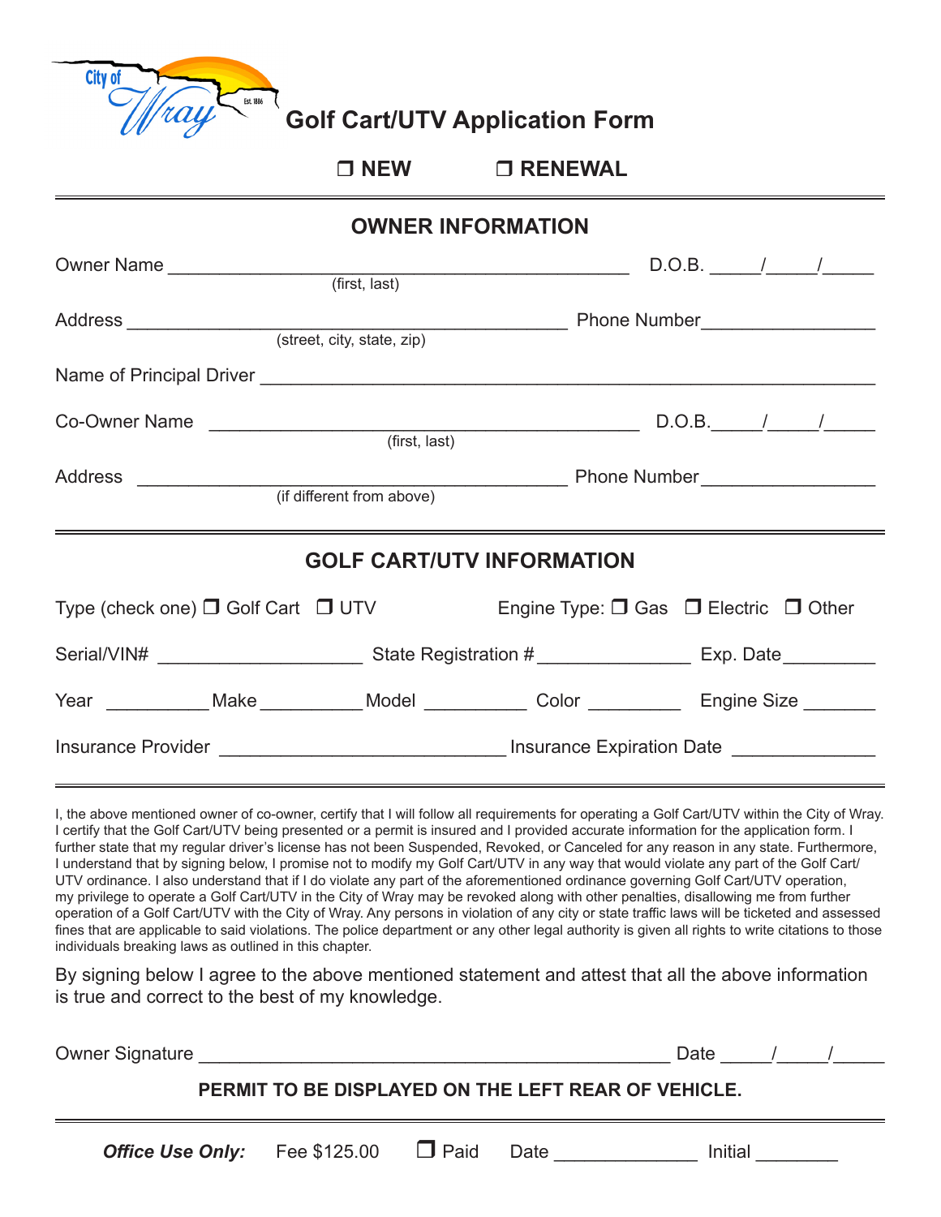City of Wray Est. 1886

# Golf Cart/UTV Application Form

❒ NEW ❒ RENEWAL

## OWNER INFORMATION

Owner Name ________________________________________________ D.O.B. _____/_____/_____
(first, last)

Address ______________________________________________ Phone Number_________________
(street, city, state, zip)

Name of Principal Driver ___________________________________________________________

Co-Owner Name ____________________________________________ D.O.B._____/_____/_____
(first, last)

Address ____________________________________________ Phone Number_________________
(if different from above)

## GOLF CART/UTV INFORMATION

Type (check one) ❒ Golf Cart ❒ UTV Engine Type: ❒ Gas ❒ Electric ❒ Other

Serial/VIN# ____________________ State Registration # _______________ Exp. Date_________

Year __________Make __________Model __________ Color _________ Engine Size _______

Insurance Provider ____________________________ Insurance Expiration Date ______________

I, the above mentioned owner of co-owner, certify that I will follow all requirements for operating a Golf Cart/UTV within the City of Wray. I certify that the Golf Cart/UTV being presented or a permit is insured and I provided accurate information for the application form. I further state that my regular driver's license has not been Suspended, Revoked, or Canceled for any reason in any state. Furthermore, I understand that by signing below, I promise not to modify my Golf Cart/UTV in any way that would violate any part of the Golf Cart/UTV ordinance. I also understand that if I do violate any part of the aforementioned ordinance governing Golf Cart/UTV operation, my privilege to operate a Golf Cart/UTV in the City of Wray may be revoked along with other penalties, disallowing me from further operation of a Golf Cart/UTV with the City of Wray. Any persons in violation of any city or state traffic laws will be ticketed and assessed fines that are applicable to said violations. The police department or any other legal authority is given all rights to write citations to those individuals breaking laws as outlined in this chapter.

By signing below I agree to the above mentioned statement and attest that all the above information is true and correct to the best of my knowledge.

Owner Signature ______________________________________________ Date _____/_____/_____

**PERMIT TO BE DISPLAYED ON THE LEFT REAR OF VEHICLE.**

***Office Use Only:*** Fee $125.00 ❒ Paid Date ______________ Initial ________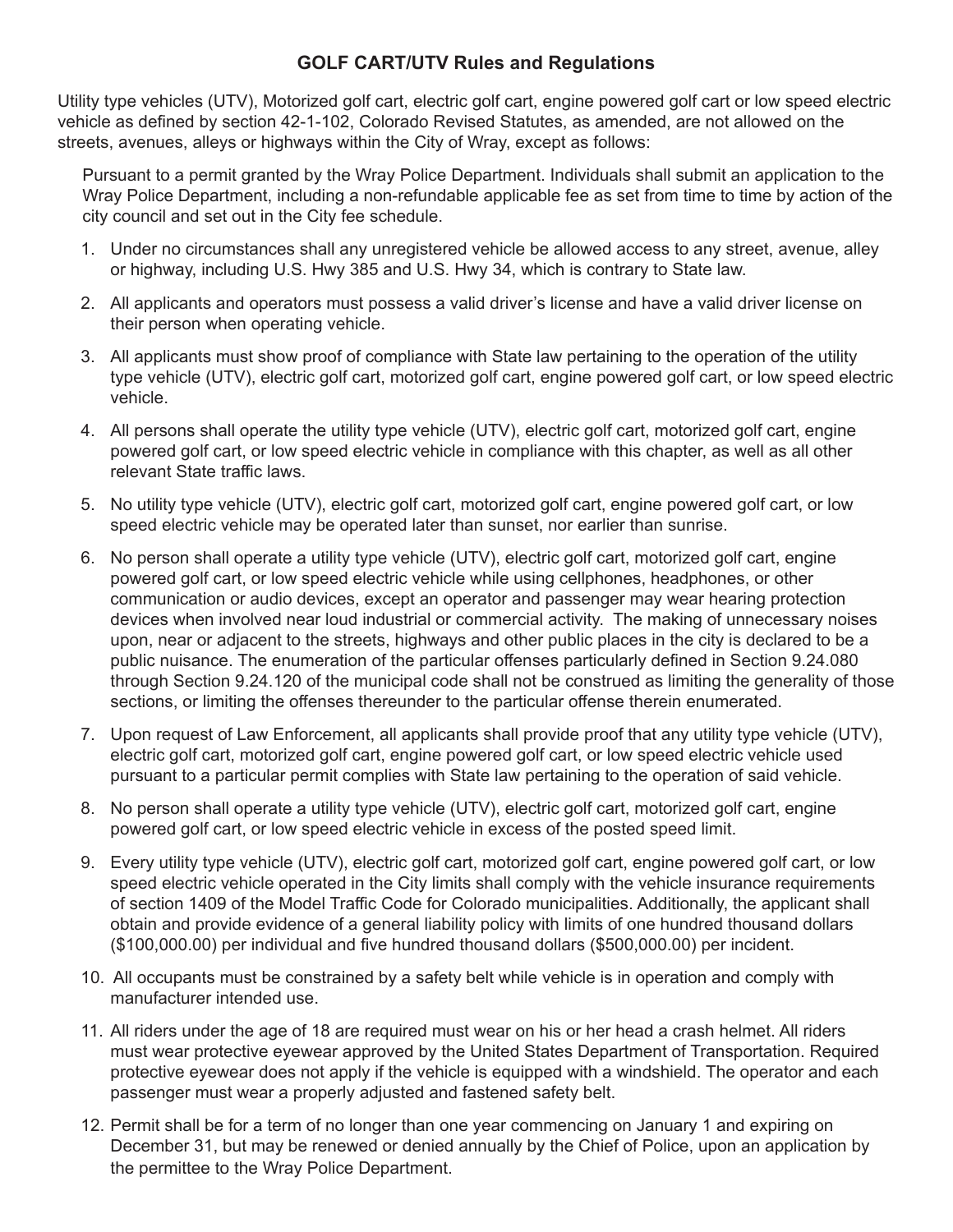## GOLF CART/UTV Rules and Regulations

Utility type vehicles (UTV), Motorized golf cart, electric golf cart, engine powered golf cart or low speed electric vehicle as defined by section 42-1-102, Colorado Revised Statutes, as amended, are not allowed on the streets, avenues, alleys or highways within the City of Wray, except as follows:

Pursuant to a permit granted by the Wray Police Department. Individuals shall submit an application to the Wray Police Department, including a non-refundable applicable fee as set from time to time by action of the city council and set out in the City fee schedule.

1. Under no circumstances shall any unregistered vehicle be allowed access to any street, avenue, alley or highway, including U.S. Hwy 385 and U.S. Hwy 34, which is contrary to State law.
2. All applicants and operators must possess a valid driver's license and have a valid driver license on their person when operating vehicle.
3. All applicants must show proof of compliance with State law pertaining to the operation of the utility type vehicle (UTV), electric golf cart, motorized golf cart, engine powered golf cart, or low speed electric vehicle.
4. All persons shall operate the utility type vehicle (UTV), electric golf cart, motorized golf cart, engine powered golf cart, or low speed electric vehicle in compliance with this chapter, as well as all other relevant State traffic laws.
5. No utility type vehicle (UTV), electric golf cart, motorized golf cart, engine powered golf cart, or low speed electric vehicle may be operated later than sunset, nor earlier than sunrise.
6. No person shall operate a utility type vehicle (UTV), electric golf cart, motorized golf cart, engine powered golf cart, or low speed electric vehicle while using cellphones, headphones, or other communication or audio devices, except an operator and passenger may wear hearing protection devices when involved near loud industrial or commercial activity. The making of unnecessary noises upon, near or adjacent to the streets, highways and other public places in the city is declared to be a public nuisance. The enumeration of the particular offenses particularly defined in Section 9.24.080 through Section 9.24.120 of the municipal code shall not be construed as limiting the generality of those sections, or limiting the offenses thereunder to the particular offense therein enumerated.
7. Upon request of Law Enforcement, all applicants shall provide proof that any utility type vehicle (UTV), electric golf cart, motorized golf cart, engine powered golf cart, or low speed electric vehicle used pursuant to a particular permit complies with State law pertaining to the operation of said vehicle.
8. No person shall operate a utility type vehicle (UTV), electric golf cart, motorized golf cart, engine powered golf cart, or low speed electric vehicle in excess of the posted speed limit.
9. Every utility type vehicle (UTV), electric golf cart, motorized golf cart, engine powered golf cart, or low speed electric vehicle operated in the City limits shall comply with the vehicle insurance requirements of section 1409 of the Model Traffic Code for Colorado municipalities. Additionally, the applicant shall obtain and provide evidence of a general liability policy with limits of one hundred thousand dollars ($100,000.00) per individual and five hundred thousand dollars ($500,000.00) per incident.
10. All occupants must be constrained by a safety belt while vehicle is in operation and comply with manufacturer intended use.
11. All riders under the age of 18 are required must wear on his or her head a crash helmet. All riders must wear protective eyewear approved by the United States Department of Transportation. Required protective eyewear does not apply if the vehicle is equipped with a windshield. The operator and each passenger must wear a properly adjusted and fastened safety belt.
12. Permit shall be for a term of no longer than one year commencing on January 1 and expiring on December 31, but may be renewed or denied annually by the Chief of Police, upon an application by the permittee to the Wray Police Department.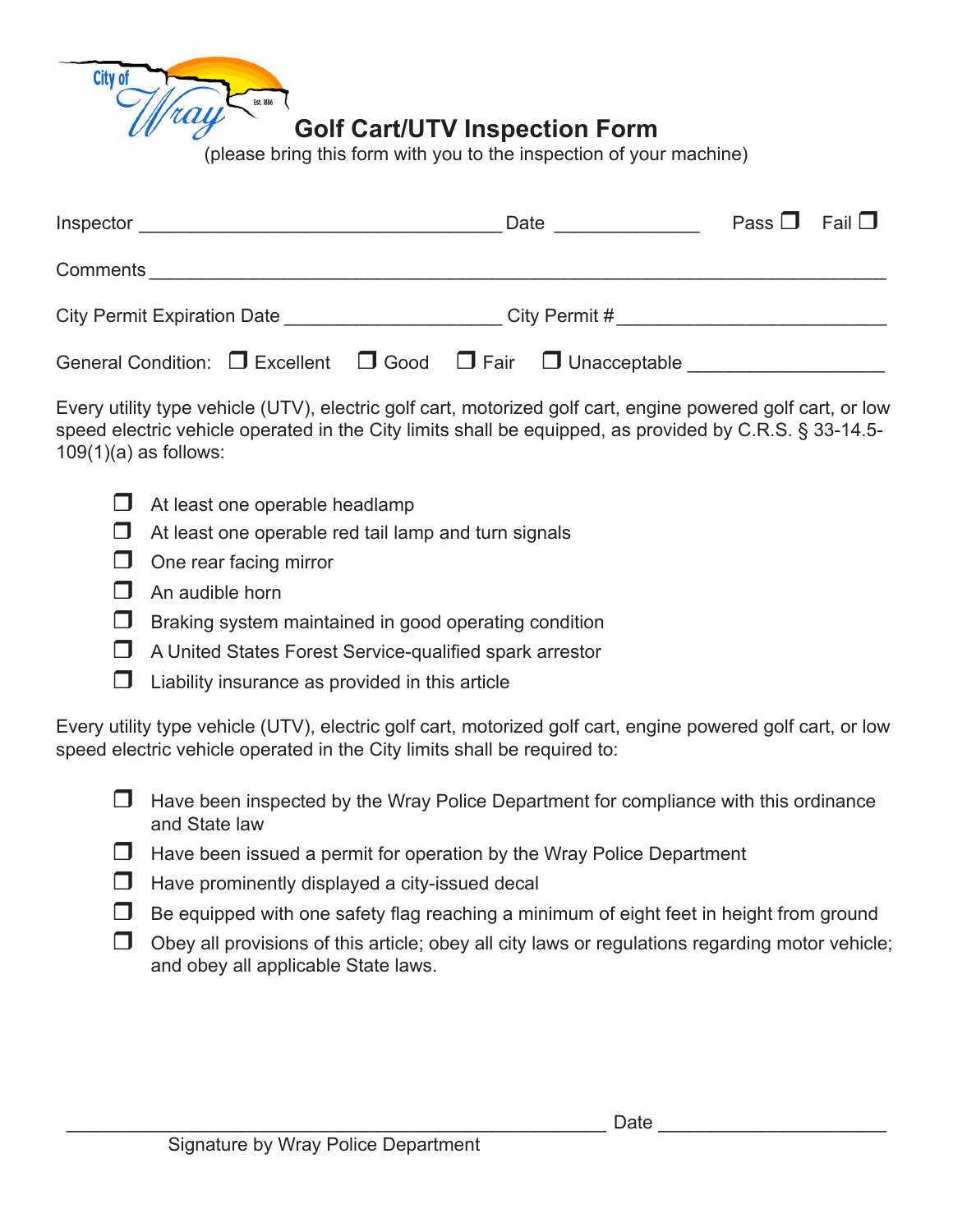City of Wray Est. 1886

# Golf Cart/UTV Inspection Form

(please bring this form with you to the inspection of your machine)

Inspector ___________________________________ Date _____________ Pass ❐ Fail ❐

Comments ____________________________________________________________________

City Permit Expiration Date ____________________ City Permit # ________________________

General Condition: ❐ Excellent ❐ Good ❐ Fair ❐ Unacceptable __________________

Every utility type vehicle (UTV), electric golf cart, motorized golf cart, engine powered golf cart, or low speed electric vehicle operated in the City limits shall be equipped, as provided by C.R.S. § 33-14.5-109(1)(a) as follows:

- ❐ At least one operable headlamp
- ❐ At least one operable red tail lamp and turn signals
- ❐ One rear facing mirror
- ❐ An audible horn
- ❐ Braking system maintained in good operating condition
- ❐ A United States Forest Service-qualified spark arrestor
- ❐ Liability insurance as provided in this article

Every utility type vehicle (UTV), electric golf cart, motorized golf cart, engine powered golf cart, or low speed electric vehicle operated in the City limits shall be required to:

- ❐ Have been inspected by the Wray Police Department for compliance with this ordinance and State law
- ❐ Have been issued a permit for operation by the Wray Police Department
- ❐ Have prominently displayed a city-issued decal
- ❐ Be equipped with one safety flag reaching a minimum of eight feet in height from ground
- ❐ Obey all provisions of this article; obey all city laws or regulations regarding motor vehicle; and obey all applicable State laws.

______________________________________________ Date ____________________

Signature by Wray Police Department